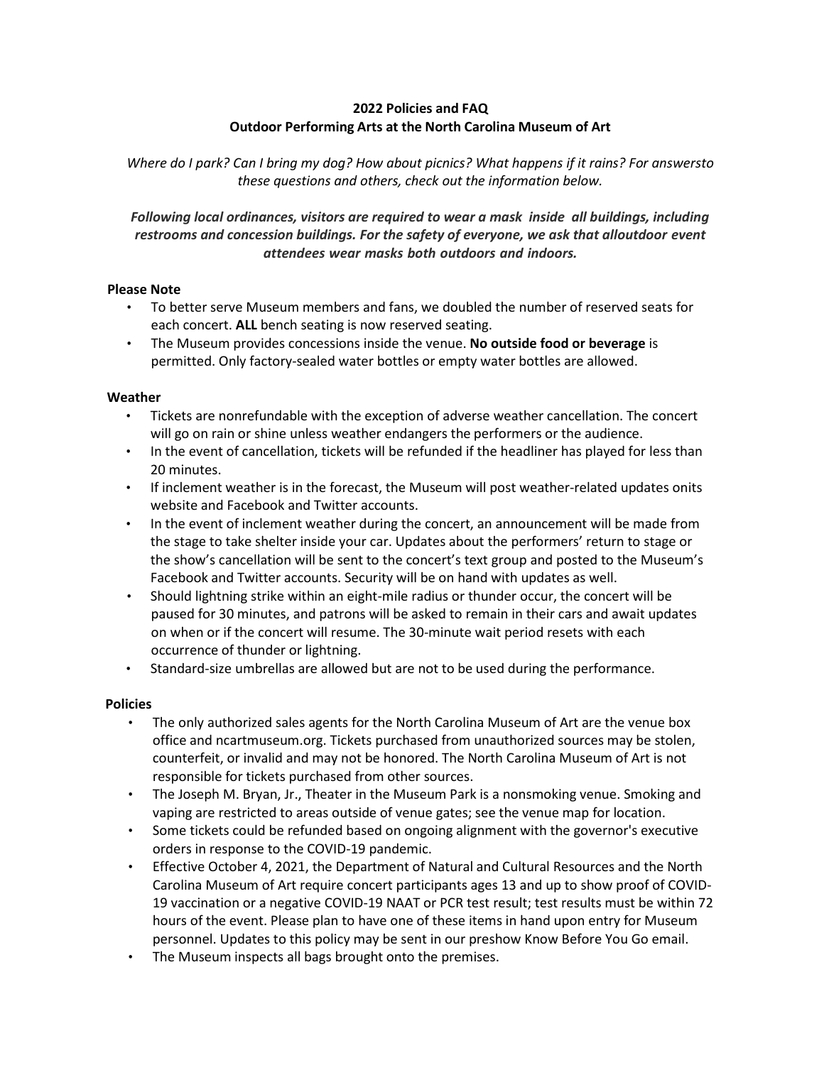**2022 Policies and FAQ**
**Outdoor Performing Arts at the North Carolina Museum of Art**

*Where do I park? Can I bring my dog? How about picnics? What happens if it rains? For answersto these questions and others, check out the information below.*

***Following local ordinances, visitors are required to wear a mask inside all buildings, including restrooms and concession buildings. For the safety of everyone, we ask that alloutdoor event attendees wear masks both outdoors and indoors.***

### Please Note

- To better serve Museum members and fans, we doubled the number of reserved seats for each concert. **ALL** bench seating is now reserved seating.
- The Museum provides concessions inside the venue. **No outside food or beverage** is permitted. Only factory-sealed water bottles or empty water bottles are allowed.

### Weather

- Tickets are nonrefundable with the exception of adverse weather cancellation. The concert will go on rain or shine unless weather endangers the performers or the audience.
- In the event of cancellation, tickets will be refunded if the headliner has played for less than 20 minutes.
- If inclement weather is in the forecast, the Museum will post weather-related updates onits website and Facebook and Twitter accounts.
- In the event of inclement weather during the concert, an announcement will be made from the stage to take shelter inside your car. Updates about the performers' return to stage or the show's cancellation will be sent to the concert's text group and posted to the Museum's Facebook and Twitter accounts. Security will be on hand with updates as well.
- Should lightning strike within an eight-mile radius or thunder occur, the concert will be paused for 30 minutes, and patrons will be asked to remain in their cars and await updates on when or if the concert will resume. The 30-minute wait period resets with each occurrence of thunder or lightning.
- Standard-size umbrellas are allowed but are not to be used during the performance.

### Policies

- The only authorized sales agents for the North Carolina Museum of Art are the venue box office and ncartmuseum.org. Tickets purchased from unauthorized sources may be stolen, counterfeit, or invalid and may not be honored. The North Carolina Museum of Art is not responsible for tickets purchased from other sources.
- The Joseph M. Bryan, Jr., Theater in the Museum Park is a nonsmoking venue. Smoking and vaping are restricted to areas outside of venue gates; see the venue map for location.
- Some tickets could be refunded based on ongoing alignment with the governor's executive orders in response to the COVID-19 pandemic.
- Effective October 4, 2021, the Department of Natural and Cultural Resources and the North Carolina Museum of Art require concert participants ages 13 and up to show proof of COVID-19 vaccination or a negative COVID-19 NAAT or PCR test result; test results must be within 72 hours of the event. Please plan to have one of these items in hand upon entry for Museum personnel. Updates to this policy may be sent in our preshow Know Before You Go email.
- The Museum inspects all bags brought onto the premises.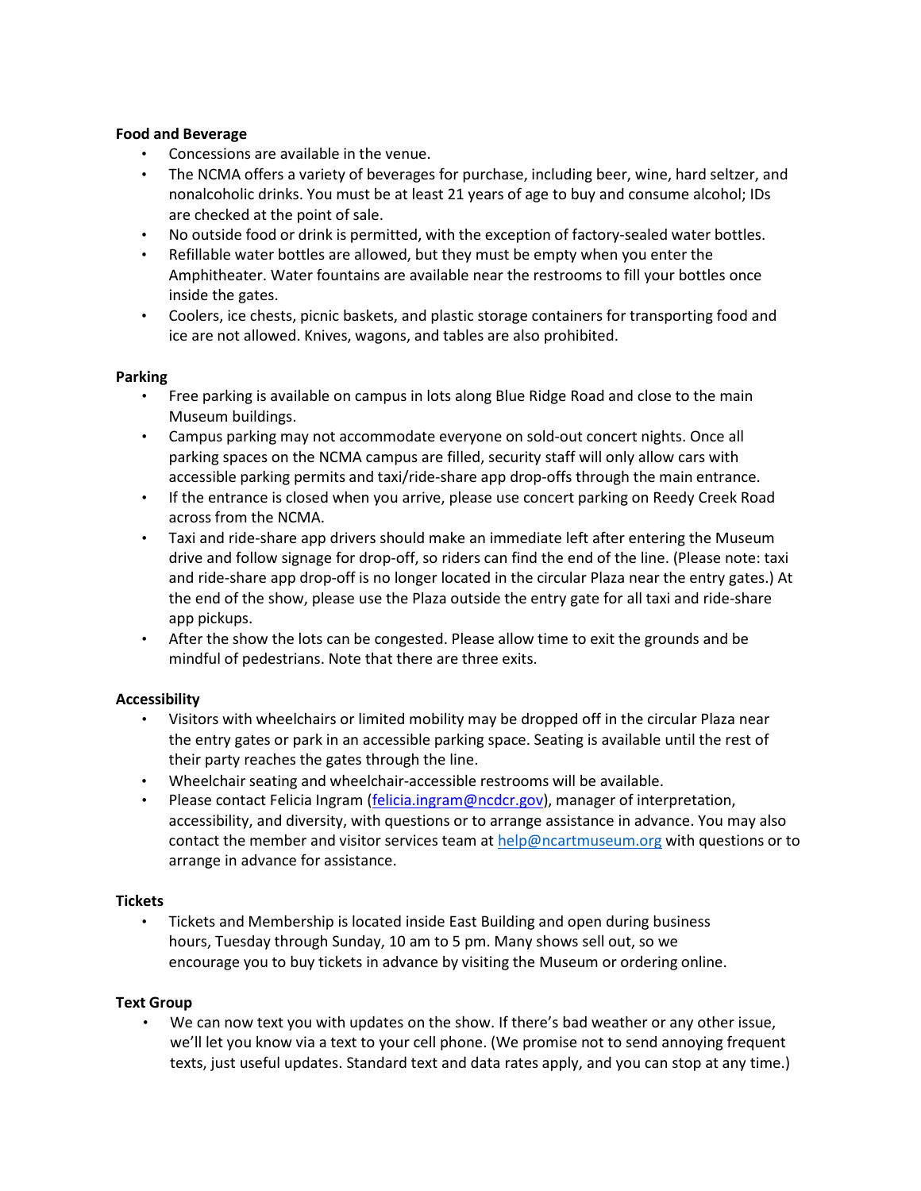**Food and Beverage**

- Concessions are available in the venue.
- The NCMA offers a variety of beverages for purchase, including beer, wine, hard seltzer, and nonalcoholic drinks. You must be at least 21 years of age to buy and consume alcohol; IDs are checked at the point of sale.
- No outside food or drink is permitted, with the exception of factory-sealed water bottles.
- Refillable water bottles are allowed, but they must be empty when you enter the Amphitheater. Water fountains are available near the restrooms to fill your bottles once inside the gates.
- Coolers, ice chests, picnic baskets, and plastic storage containers for transporting food and ice are not allowed. Knives, wagons, and tables are also prohibited.

**Parking**

- Free parking is available on campus in lots along Blue Ridge Road and close to the main Museum buildings.
- Campus parking may not accommodate everyone on sold-out concert nights. Once all parking spaces on the NCMA campus are filled, security staff will only allow cars with accessible parking permits and taxi/ride-share app drop-offs through the main entrance.
- If the entrance is closed when you arrive, please use concert parking on Reedy Creek Road across from the NCMA.
- Taxi and ride-share app drivers should make an immediate left after entering the Museum drive and follow signage for drop-off, so riders can find the end of the line. (Please note: taxi and ride-share app drop-off is no longer located in the circular Plaza near the entry gates.) At the end of the show, please use the Plaza outside the entry gate for all taxi and ride-share app pickups.
- After the show the lots can be congested. Please allow time to exit the grounds and be mindful of pedestrians. Note that there are three exits.

**Accessibility**

- Visitors with wheelchairs or limited mobility may be dropped off in the circular Plaza near the entry gates or park in an accessible parking space. Seating is available until the rest of their party reaches the gates through the line.
- Wheelchair seating and wheelchair-accessible restrooms will be available.
- Please contact Felicia Ingram ([felicia.ingram@ncdcr.gov](mailto:felicia.ingram@ncdcr.gov)), manager of interpretation, accessibility, and diversity, with questions or to arrange assistance in advance. You may also contact the member and visitor services team at [help@ncartmuseum.org](mailto:help@ncartmuseum.org) with questions or to arrange in advance for assistance.

**Tickets**

- Tickets and Membership is located inside East Building and open during business hours, Tuesday through Sunday, 10 am to 5 pm. Many shows sell out, so we encourage you to buy tickets in advance by visiting the Museum or ordering online.

**Text Group**

- We can now text you with updates on the show. If there's bad weather or any other issue, we'll let you know via a text to your cell phone. (We promise not to send annoying frequent texts, just useful updates. Standard text and data rates apply, and you can stop at any time.)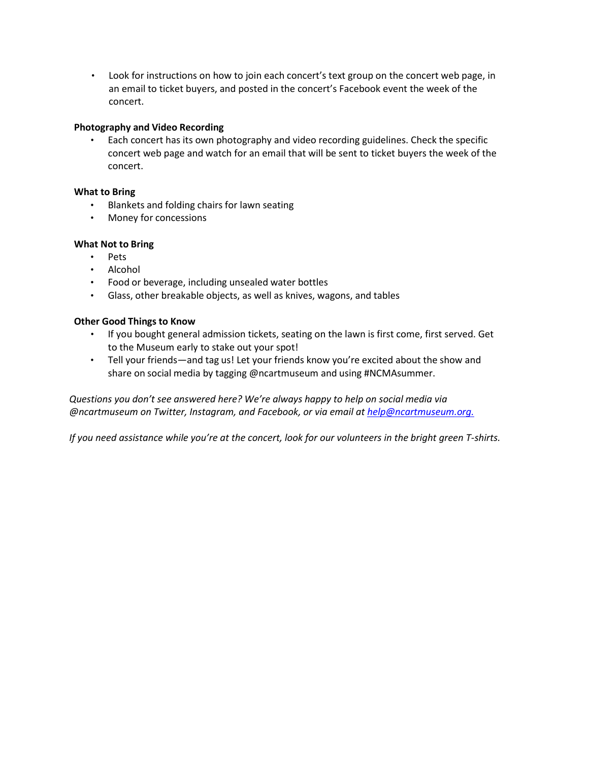- Look for instructions on how to join each concert's text group on the concert web page, in an email to ticket buyers, and posted in the concert's Facebook event the week of the concert.

**Photography and Video Recording**

- Each concert has its own photography and video recording guidelines. Check the specific concert web page and watch for an email that will be sent to ticket buyers the week of the concert.

**What to Bring**

- Blankets and folding chairs for lawn seating
- Money for concessions

**What Not to Bring**

- Pets
- Alcohol
- Food or beverage, including unsealed water bottles
- Glass, other breakable objects, as well as knives, wagons, and tables

**Other Good Things to Know**

- If you bought general admission tickets, seating on the lawn is first come, first served. Get to the Museum early to stake out your spot!
- Tell your friends—and tag us! Let your friends know you're excited about the show and share on social media by tagging @ncartmuseum and using #NCMAsummer.

*Questions you don't see answered here? We're always happy to help on social media via @ncartmuseum on Twitter, Instagram, and Facebook, or via email at help@ncartmuseum.org.*

*If you need assistance while you're at the concert, look for our volunteers in the bright green T-shirts.*